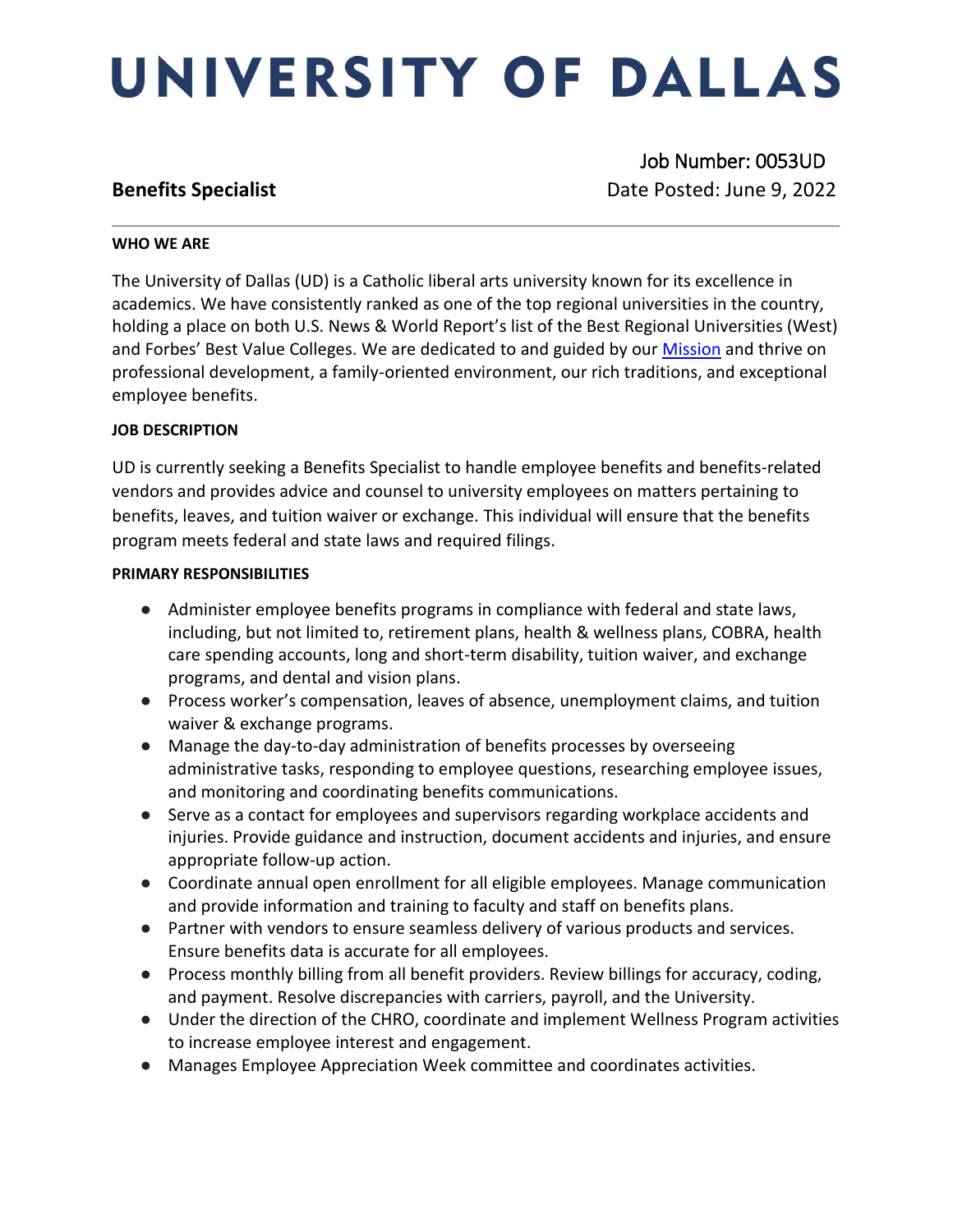# UNIVERSITY OF DALLAS

**Benefits Specialist**

Job Number: 0053UD
Date Posted: June 9, 2022

---

**WHO WE ARE**

The University of Dallas (UD) is a Catholic liberal arts university known for its excellence in academics. We have consistently ranked as one of the top regional universities in the country, holding a place on both U.S. News & World Report's list of the Best Regional Universities (West) and Forbes' Best Value Colleges. We are dedicated to and guided by our Mission and thrive on professional development, a family-oriented environment, our rich traditions, and exceptional employee benefits.

**JOB DESCRIPTION**

UD is currently seeking a Benefits Specialist to handle employee benefits and benefits-related vendors and provides advice and counsel to university employees on matters pertaining to benefits, leaves, and tuition waiver or exchange. This individual will ensure that the benefits program meets federal and state laws and required filings.

**PRIMARY RESPONSIBILITIES**

- Administer employee benefits programs in compliance with federal and state laws, including, but not limited to, retirement plans, health & wellness plans, COBRA, health care spending accounts, long and short-term disability, tuition waiver, and exchange programs, and dental and vision plans.
- Process worker's compensation, leaves of absence, unemployment claims, and tuition waiver & exchange programs.
- Manage the day-to-day administration of benefits processes by overseeing administrative tasks, responding to employee questions, researching employee issues, and monitoring and coordinating benefits communications.
- Serve as a contact for employees and supervisors regarding workplace accidents and injuries. Provide guidance and instruction, document accidents and injuries, and ensure appropriate follow-up action.
- Coordinate annual open enrollment for all eligible employees. Manage communication and provide information and training to faculty and staff on benefits plans.
- Partner with vendors to ensure seamless delivery of various products and services. Ensure benefits data is accurate for all employees.
- Process monthly billing from all benefit providers. Review billings for accuracy, coding, and payment. Resolve discrepancies with carriers, payroll, and the University.
- Under the direction of the CHRO, coordinate and implement Wellness Program activities to increase employee interest and engagement.
- Manages Employee Appreciation Week committee and coordinates activities.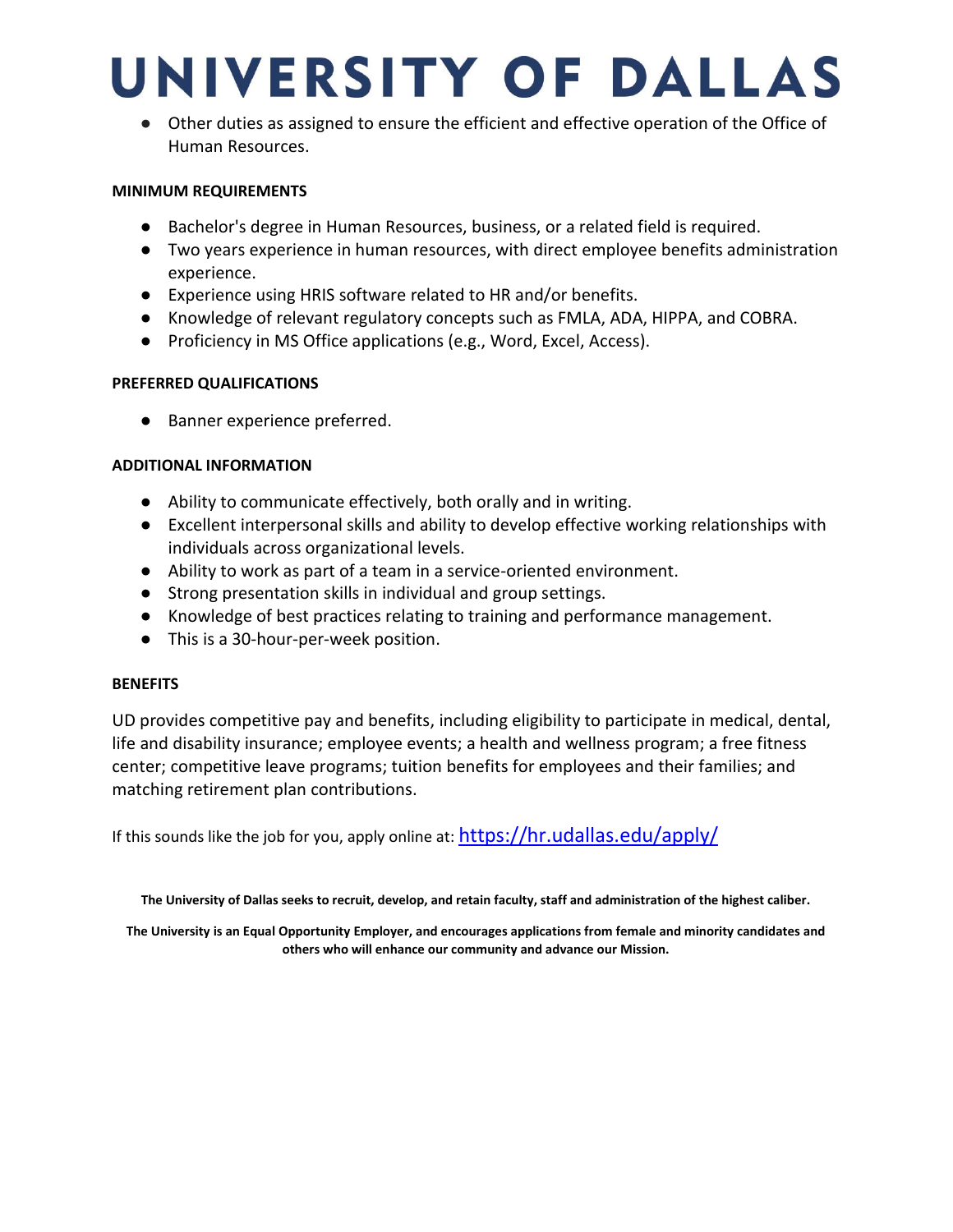# UNIVERSITY OF DALLAS

- Other duties as assigned to ensure the efficient and effective operation of the Office of Human Resources.

**MINIMUM REQUIREMENTS**

- Bachelor's degree in Human Resources, business, or a related field is required.
- Two years experience in human resources, with direct employee benefits administration experience.
- Experience using HRIS software related to HR and/or benefits.
- Knowledge of relevant regulatory concepts such as FMLA, ADA, HIPPA, and COBRA.
- Proficiency in MS Office applications (e.g., Word, Excel, Access).

**PREFERRED QUALIFICATIONS**

- Banner experience preferred.

**ADDITIONAL INFORMATION**

- Ability to communicate effectively, both orally and in writing.
- Excellent interpersonal skills and ability to develop effective working relationships with individuals across organizational levels.
- Ability to work as part of a team in a service-oriented environment.
- Strong presentation skills in individual and group settings.
- Knowledge of best practices relating to training and performance management.
- This is a 30-hour-per-week position.

**BENEFITS**

UD provides competitive pay and benefits, including eligibility to participate in medical, dental, life and disability insurance; employee events; a health and wellness program; a free fitness center; competitive leave programs; tuition benefits for employees and their families; and matching retirement plan contributions.

If this sounds like the job for you, apply online at: https://hr.udallas.edu/apply/

**The University of Dallas seeks to recruit, develop, and retain faculty, staff and administration of the highest caliber.**

**The University is an Equal Opportunity Employer, and encourages applications from female and minority candidates and others who will enhance our community and advance our Mission.**